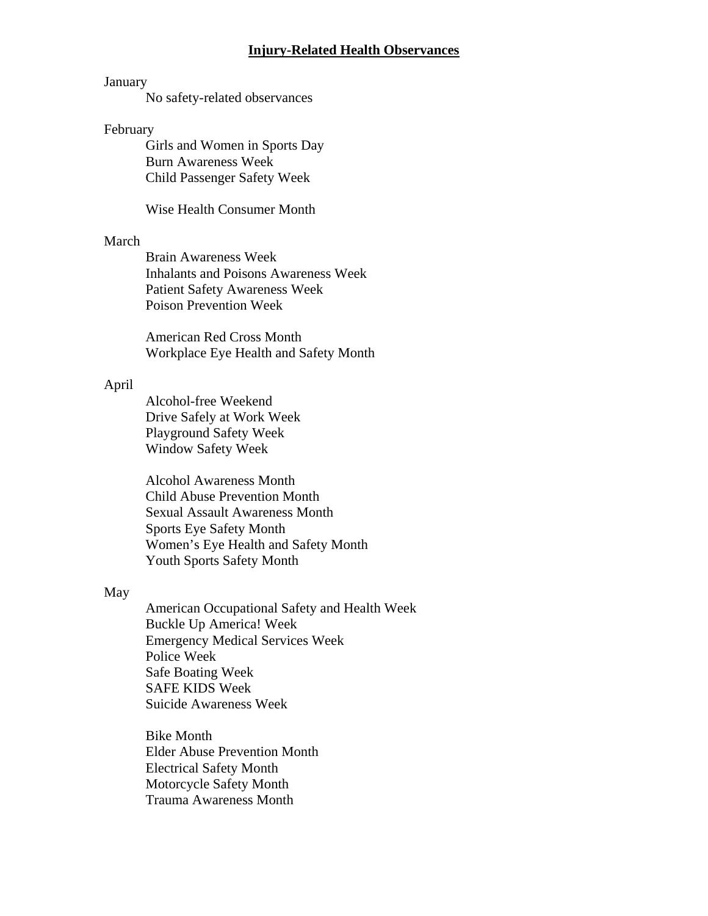# Injury-Related Health Observances

January

No safety-related observances

February

Girls and Women in Sports Day
Burn Awareness Week
Child Passenger Safety Week

Wise Health Consumer Month

March

Brain Awareness Week
Inhalants and Poisons Awareness Week
Patient Safety Awareness Week
Poison Prevention Week

American Red Cross Month
Workplace Eye Health and Safety Month

April

Alcohol-free Weekend
Drive Safely at Work Week
Playground Safety Week
Window Safety Week

Alcohol Awareness Month
Child Abuse Prevention Month
Sexual Assault Awareness Month
Sports Eye Safety Month
Women's Eye Health and Safety Month
Youth Sports Safety Month

May

American Occupational Safety and Health Week
Buckle Up America! Week
Emergency Medical Services Week
Police Week
Safe Boating Week
SAFE KIDS Week
Suicide Awareness Week

Bike Month
Elder Abuse Prevention Month
Electrical Safety Month
Motorcycle Safety Month
Trauma Awareness Month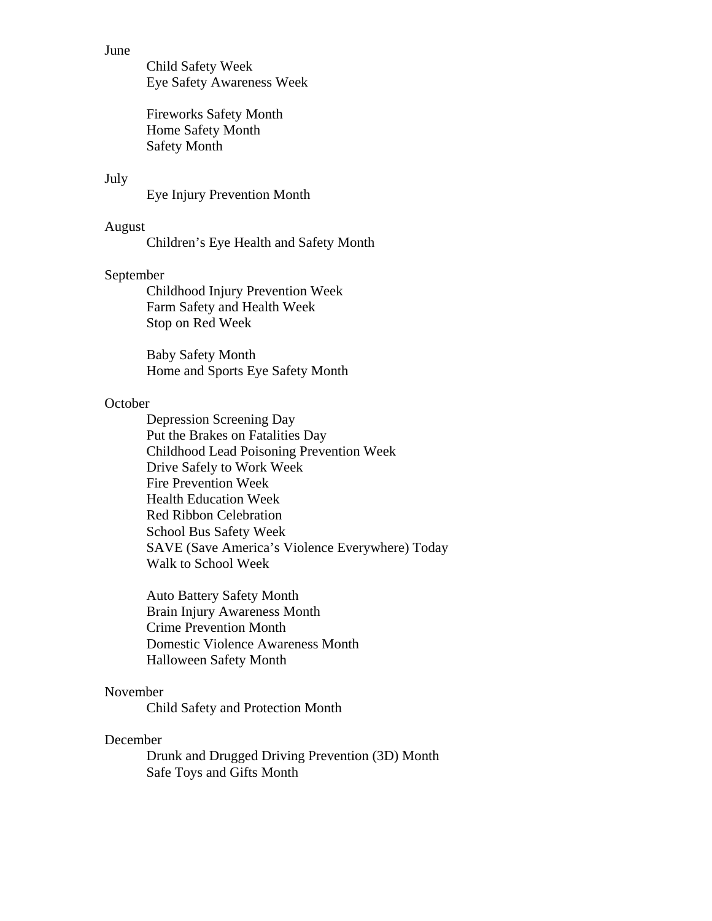June

- Child Safety Week
- Eye Safety Awareness Week

- Fireworks Safety Month
- Home Safety Month
- Safety Month

July

- Eye Injury Prevention Month

August

- Children's Eye Health and Safety Month

September

- Childhood Injury Prevention Week
- Farm Safety and Health Week
- Stop on Red Week

- Baby Safety Month
- Home and Sports Eye Safety Month

October

- Depression Screening Day
- Put the Brakes on Fatalities Day
- Childhood Lead Poisoning Prevention Week
- Drive Safely to Work Week
- Fire Prevention Week
- Health Education Week
- Red Ribbon Celebration
- School Bus Safety Week
- SAVE (Save America's Violence Everywhere) Today
- Walk to School Week

- Auto Battery Safety Month
- Brain Injury Awareness Month
- Crime Prevention Month
- Domestic Violence Awareness Month
- Halloween Safety Month

November

- Child Safety and Protection Month

December

- Drunk and Drugged Driving Prevention (3D) Month
- Safe Toys and Gifts Month